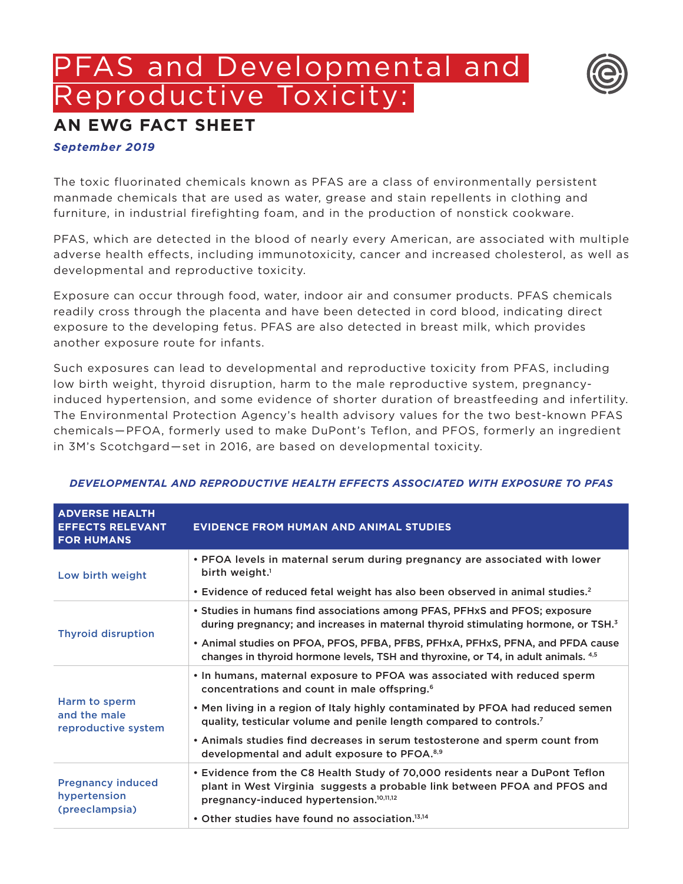# PFAS and Developmental and Reproductive Toxicity:

## AN EWG FACT SHEET

***September 2019***

The toxic fluorinated chemicals known as PFAS are a class of environmentally persistent manmade chemicals that are used as water, grease and stain repellents in clothing and furniture, in industrial firefighting foam, and in the production of nonstick cookware.

PFAS, which are detected in the blood of nearly every American, are associated with multiple adverse health effects, including immunotoxicity, cancer and increased cholesterol, as well as developmental and reproductive toxicity.

Exposure can occur through food, water, indoor air and consumer products. PFAS chemicals readily cross through the placenta and have been detected in cord blood, indicating direct exposure to the developing fetus. PFAS are also detected in breast milk, which provides another exposure route for infants.

Such exposures can lead to developmental and reproductive toxicity from PFAS, including low birth weight, thyroid disruption, harm to the male reproductive system, pregnancy-induced hypertension, and some evidence of shorter duration of breastfeeding and infertility. The Environmental Protection Agency's health advisory values for the two best-known PFAS chemicals—PFOA, formerly used to make DuPont's Teflon, and PFOS, formerly an ingredient in 3M's Scotchgard—set in 2016, are based on developmental toxicity.

***DEVELOPMENTAL AND REPRODUCTIVE HEALTH EFFECTS ASSOCIATED WITH EXPOSURE TO PFAS***

| ADVERSE HEALTH EFFECTS RELEVANT FOR HUMANS | EVIDENCE FROM HUMAN AND ANIMAL STUDIES |
|---|---|
| Low birth weight | • PFOA levels in maternal serum during pregnancy are associated with lower birth weight.[1]<br>• Evidence of reduced fetal weight has also been observed in animal studies.[2] |
| Thyroid disruption | • Studies in humans find associations among PFAS, PFHxS and PFOS; exposure during pregnancy; and increases in maternal thyroid stimulating hormone, or TSH.[3]<br>• Animal studies on PFOA, PFOS, PFBA, PFBS, PFHxA, PFHxS, PFNA, and PFDA cause changes in thyroid hormone levels, TSH and thyroxine, or T4, in adult animals.[4,5] |
| Harm to sperm and the male reproductive system | • In humans, maternal exposure to PFOA was associated with reduced sperm concentrations and count in male offspring.[6]<br>• Men living in a region of Italy highly contaminated by PFOA had reduced semen quality, testicular volume and penile length compared to controls.[7]<br>• Animals studies find decreases in serum testosterone and sperm count from developmental and adult exposure to PFOA.[8,9] |
| Pregnancy induced hypertension (preeclampsia) | • Evidence from the C8 Health Study of 70,000 residents near a DuPont Teflon plant in West Virginia suggests a probable link between PFOA and PFOS and pregnancy-induced hypertension.[10,11,12]<br>• Other studies have found no association.[13,14] |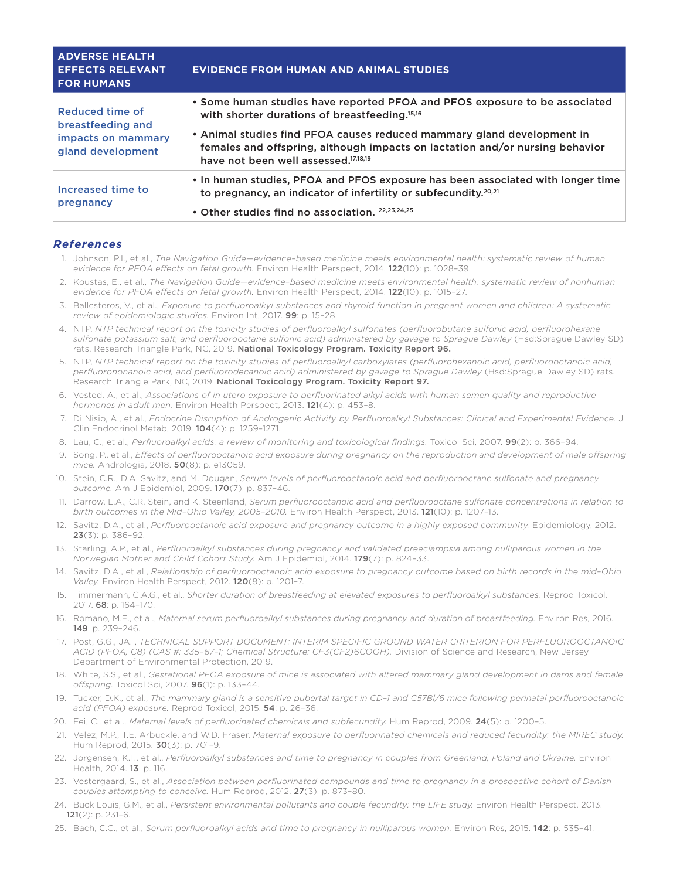| ADVERSE HEALTH EFFECTS RELEVANT FOR HUMANS | EVIDENCE FROM HUMAN AND ANIMAL STUDIES |
|---|---|
| Reduced time of breastfeeding and impacts on mammary gland development | • Some human studies have reported PFOA and PFOS exposure to be associated with shorter durations of breastfeeding.[15,16]<br>• Animal studies find PFOA causes reduced mammary gland development in females and offspring, although impacts on lactation and/or nursing behavior have not been well assessed.[17,18,19] |
| Increased time to pregnancy | • In human studies, PFOA and PFOS exposure has been associated with longer time to pregnancy, an indicator of infertility or subfecundity.[20,21]<br>• Other studies find no association.[22,23,24,25] |

## *References*

1. Johnson, P.I., et al., *The Navigation Guide—evidence-based medicine meets environmental health: systematic review of human evidence for PFOA effects on fetal growth.* Environ Health Perspect, 2014. **122**(10): p. 1028-39.
2. Koustas, E., et al., *The Navigation Guide—evidence-based medicine meets environmental health: systematic review of nonhuman evidence for PFOA effects on fetal growth.* Environ Health Perspect, 2014. **122**(10): p. 1015-27.
3. Ballesteros, V., et al., *Exposure to perfluoroalkyl substances and thyroid function in pregnant women and children: A systematic review of epidemiologic studies.* Environ Int, 2017. **99**: p. 15-28.
4. NTP, *NTP technical report on the toxicity studies of perfluoroalkyl sulfonates (perfluorobutane sulfonic acid, perfluorohexane sulfonate potassium salt, and perfluorooctane sulfonic acid) administered by gavage to Sprague Dawley* (Hsd:Sprague Dawley SD) rats. Research Triangle Park, NC, 2019. **National Toxicology Program. Toxicity Report 96.**
5. NTP, *NTP technical report on the toxicity studies of perfluoroalkyl carboxylates (perfluorohexanoic acid, perfluorooctanoic acid, perfluorononanoic acid, and perfluorodecanoic acid) administered by gavage to Sprague Dawley* (Hsd:Sprague Dawley SD) rats. Research Triangle Park, NC, 2019. **National Toxicology Program. Toxicity Report 97.**
6. Vested, A., et al., *Associations of in utero exposure to perfluorinated alkyl acids with human semen quality and reproductive hormones in adult men.* Environ Health Perspect, 2013. **121**(4): p. 453-8.
7. Di Nisio, A., et al., *Endocrine Disruption of Androgenic Activity by Perfluoroalkyl Substances: Clinical and Experimental Evidence.* J Clin Endocrinol Metab, 2019. **104**(4): p. 1259-1271.
8. Lau, C., et al., *Perfluoroalkyl acids: a review of monitoring and toxicological findings.* Toxicol Sci, 2007. **99**(2): p. 366-94.
9. Song, P., et al., *Effects of perfluorooctanoic acid exposure during pregnancy on the reproduction and development of male offspring mice.* Andrologia, 2018. **50**(8): p. e13059.
10. Stein, C.R., D.A. Savitz, and M. Dougan, *Serum levels of perfluorooctanoic acid and perfluorooctane sulfonate and pregnancy outcome.* Am J Epidemiol, 2009. **170**(7): p. 837-46.
11. Darrow, L.A., C.R. Stein, and K. Steenland, *Serum perfluorooctanoic acid and perfluorooctane sulfonate concentrations in relation to birth outcomes in the Mid-Ohio Valley, 2005-2010.* Environ Health Perspect, 2013. **121**(10): p. 1207-13.
12. Savitz, D.A., et al., *Perfluorooctanoic acid exposure and pregnancy outcome in a highly exposed community.* Epidemiology, 2012. **23**(3): p. 386-92.
13. Starling, A.P., et al., *Perfluoroalkyl substances during pregnancy and validated preeclampsia among nulliparous women in the Norwegian Mother and Child Cohort Study.* Am J Epidemiol, 2014. **179**(7): p. 824-33.
14. Savitz, D.A., et al., *Relationship of perfluorooctanoic acid exposure to pregnancy outcome based on birth records in the mid-Ohio Valley.* Environ Health Perspect, 2012. **120**(8): p. 1201-7.
15. Timmermann, C.A.G., et al., *Shorter duration of breastfeeding at elevated exposures to perfluoroalkyl substances.* Reprod Toxicol, 2017. **68**: p. 164-170.
16. Romano, M.E., et al., *Maternal serum perfluoroalkyl substances during pregnancy and duration of breastfeeding.* Environ Res, 2016. **149**: p. 239-246.
17. Post, G.G., JA. , *TECHNICAL SUPPORT DOCUMENT: INTERIM SPECIFIC GROUND WATER CRITERION FOR PERFLUOROOCTANOIC ACID (PFOA, C8) (CAS #: 335-67-1; Chemical Structure: CF3(CF2)6COOH).* Division of Science and Research, New Jersey Department of Environmental Protection, 2019.
18. White, S.S., et al., *Gestational PFOA exposure of mice is associated with altered mammary gland development in dams and female offspring.* Toxicol Sci, 2007. **96**(1): p. 133-44.
19. Tucker, D.K., et al., *The mammary gland is a sensitive pubertal target in CD-1 and C57Bl/6 mice following perinatal perfluorooctanoic acid (PFOA) exposure.* Reprod Toxicol, 2015. **54**: p. 26-36.
20. Fei, C., et al., *Maternal levels of perfluorinated chemicals and subfecundity.* Hum Reprod, 2009. **24**(5): p. 1200-5.
21. Velez, M.P., T.E. Arbuckle, and W.D. Fraser, *Maternal exposure to perfluorinated chemicals and reduced fecundity: the MIREC study.* Hum Reprod, 2015. **30**(3): p. 701-9.
22. Jorgensen, K.T., et al., *Perfluoroalkyl substances and time to pregnancy in couples from Greenland, Poland and Ukraine.* Environ Health, 2014. **13**: p. 116.
23. Vestergaard, S., et al., *Association between perfluorinated compounds and time to pregnancy in a prospective cohort of Danish couples attempting to conceive.* Hum Reprod, 2012. **27**(3): p. 873-80.
24. Buck Louis, G.M., et al., *Persistent environmental pollutants and couple fecundity: the LIFE study.* Environ Health Perspect, 2013. **121**(2): p. 231-6.
25. Bach, C.C., et al., *Serum perfluoroalkyl acids and time to pregnancy in nulliparous women.* Environ Res, 2015. **142**: p. 535-41.